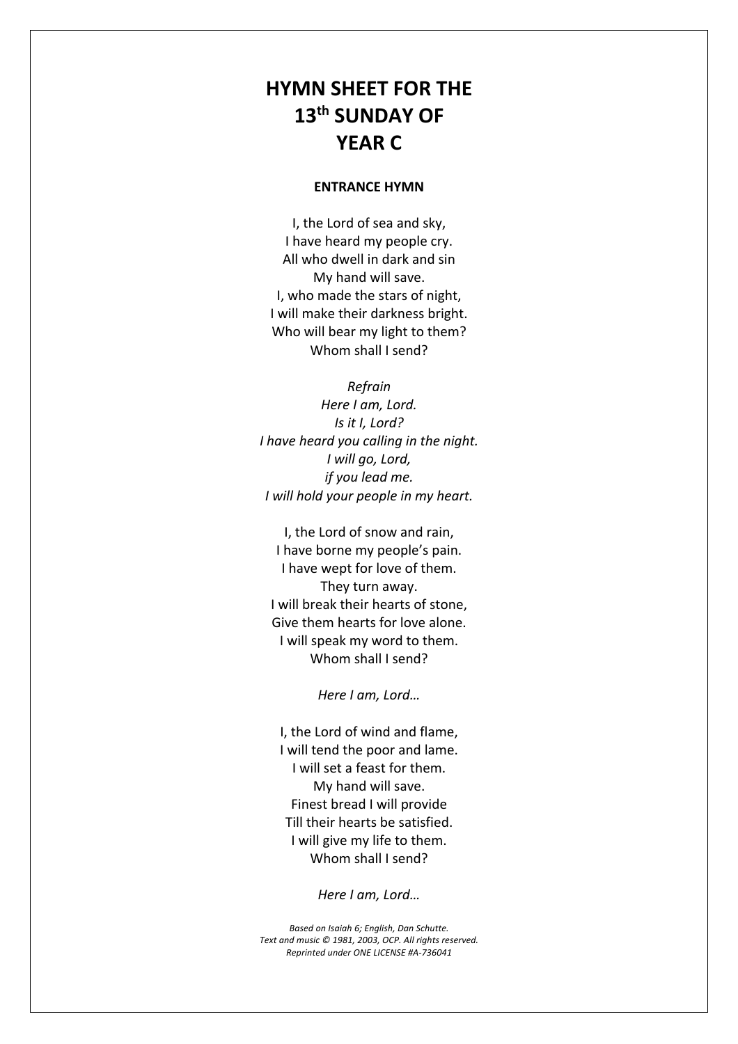# HYMN SHEET FOR THE 13th SUNDAY OF YEAR C

## ENTRANCE HYMN

I, the Lord of sea and sky,
I have heard my people cry.
All who dwell in dark and sin
My hand will save.
I, who made the stars of night,
I will make their darkness bright.
Who will bear my light to them?
Whom shall I send?

*Refrain*
*Here I am, Lord.*
*Is it I, Lord?*
*I have heard you calling in the night.*
*I will go, Lord,*
*if you lead me.*
*I will hold your people in my heart.*

I, the Lord of snow and rain,
I have borne my people's pain.
I have wept for love of them.
They turn away.
I will break their hearts of stone,
Give them hearts for love alone.
I will speak my word to them.
Whom shall I send?

*Here I am, Lord…*

I, the Lord of wind and flame,
I will tend the poor and lame.
I will set a feast for them.
My hand will save.
Finest bread I will provide
Till their hearts be satisfied.
I will give my life to them.
Whom shall I send?

*Here I am, Lord…*

*Based on Isaiah 6; English, Dan Schutte.*
*Text and music © 1981, 2003, OCP. All rights reserved.*
*Reprinted under ONE LICENSE #A-736041*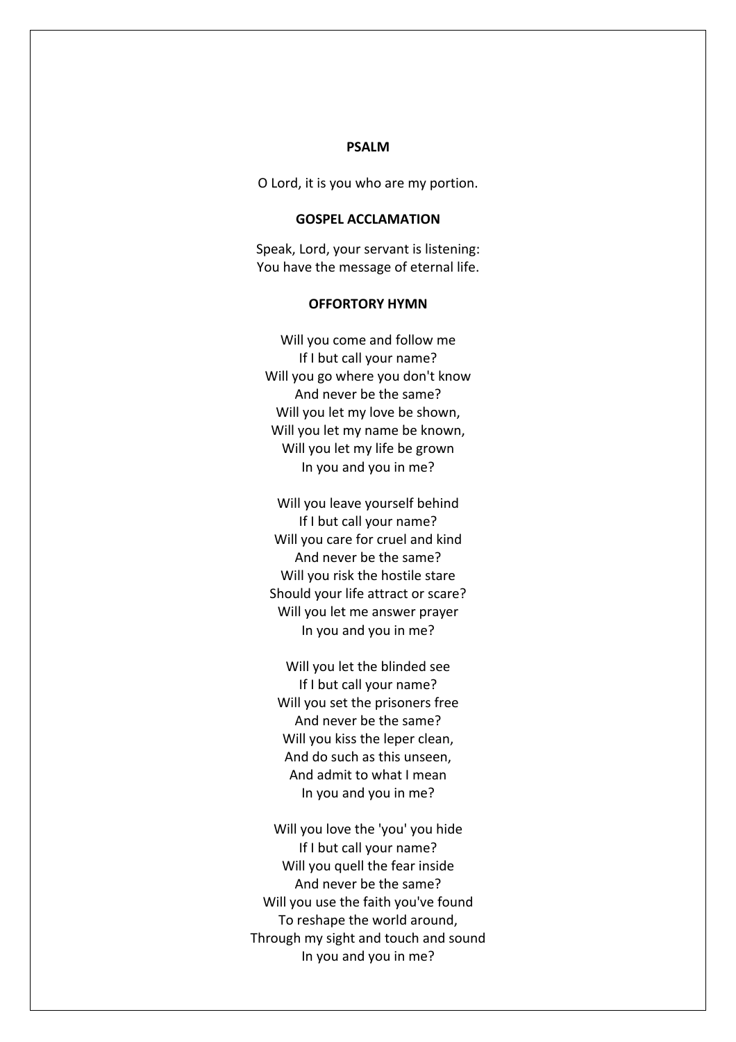**PSALM**

O Lord, it is you who are my portion.

**GOSPEL ACCLAMATION**

Speak, Lord, your servant is listening:
You have the message of eternal life.

**OFFORTORY HYMN**

Will you come and follow me
If I but call your name?
Will you go where you don't know
And never be the same?
Will you let my love be shown,
Will you let my name be known,
Will you let my life be grown
In you and you in me?

Will you leave yourself behind
If I but call your name?
Will you care for cruel and kind
And never be the same?
Will you risk the hostile stare
Should your life attract or scare?
Will you let me answer prayer
In you and you in me?

Will you let the blinded see
If I but call your name?
Will you set the prisoners free
And never be the same?
Will you kiss the leper clean,
And do such as this unseen,
And admit to what I mean
In you and you in me?

Will you love the 'you' you hide
If I but call your name?
Will you quell the fear inside
And never be the same?
Will you use the faith you've found
To reshape the world around,
Through my sight and touch and sound
In you and you in me?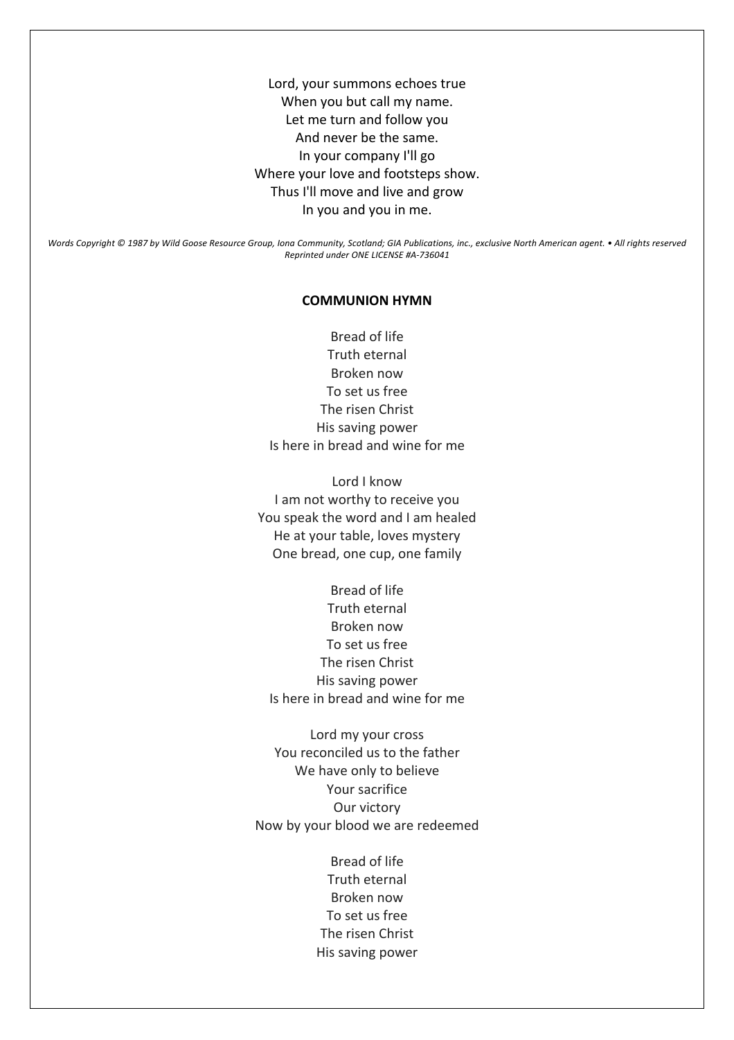Lord, your summons echoes true  
When you but call my name.  
Let me turn and follow you  
And never be the same.  
In your company I'll go  
Where your love and footsteps show.  
Thus I'll move and live and grow  
In you and you in me.

*Words Copyright © 1987 by Wild Goose Resource Group, Iona Community, Scotland; GIA Publications, inc., exclusive North American agent. • All rights reserved*  
*Reprinted under ONE LICENSE #A-736041*

**COMMUNION HYMN**

Bread of life  
Truth eternal  
Broken now  
To set us free  
The risen Christ  
His saving power  
Is here in bread and wine for me

Lord I know  
I am not worthy to receive you  
You speak the word and I am healed  
He at your table, loves mystery  
One bread, one cup, one family

Bread of life  
Truth eternal  
Broken now  
To set us free  
The risen Christ  
His saving power  
Is here in bread and wine for me

Lord my your cross  
You reconciled us to the father  
We have only to believe  
Your sacrifice  
Our victory  
Now by your blood we are redeemed

Bread of life  
Truth eternal  
Broken now  
To set us free  
The risen Christ  
His saving power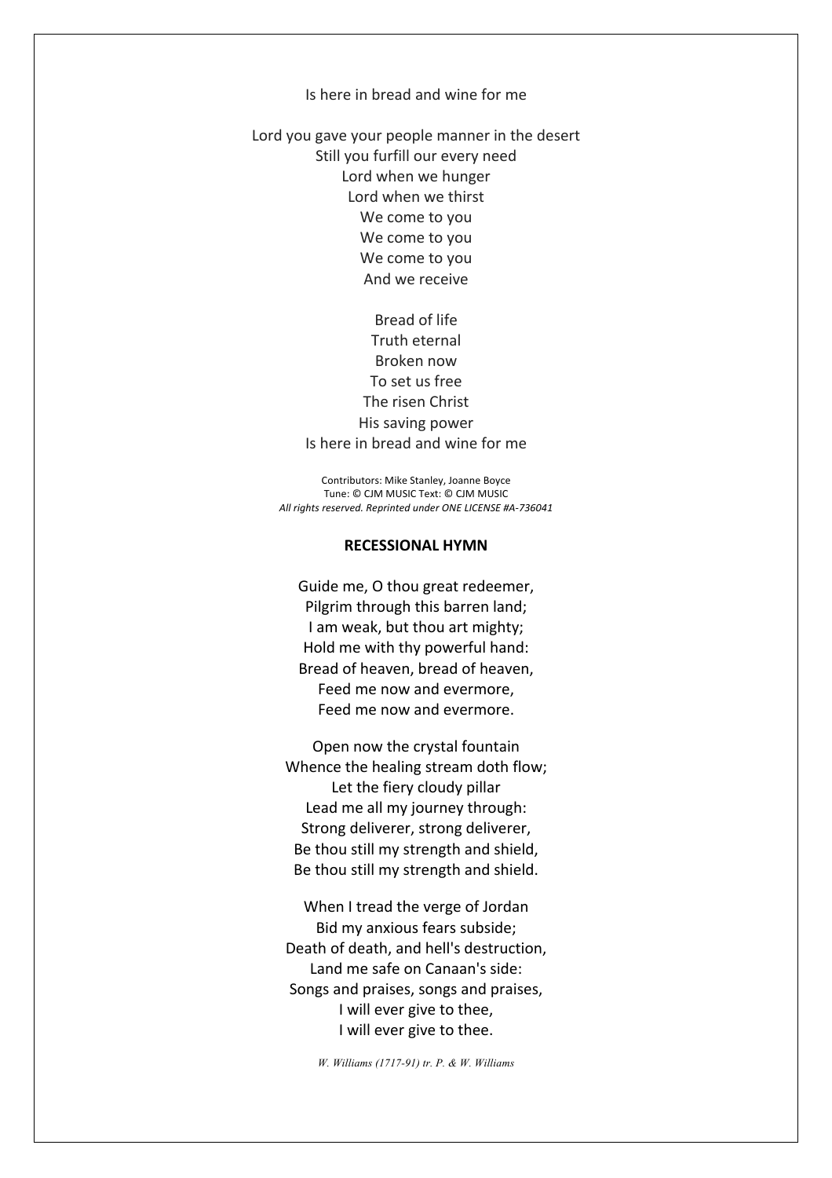Is here in bread and wine for me

Lord you gave your people manner in the desert
Still you furfill our every need
Lord when we hunger
Lord when we thirst
We come to you
We come to you
We come to you
And we receive

Bread of life
Truth eternal
Broken now
To set us free
The risen Christ
His saving power
Is here in bread and wine for me

Contributors: Mike Stanley, Joanne Boyce
Tune: © CJM MUSIC Text: © CJM MUSIC
*All rights reserved. Reprinted under ONE LICENSE #A-736041*

**RECESSIONAL HYMN**

Guide me, O thou great redeemer,
Pilgrim through this barren land;
I am weak, but thou art mighty;
Hold me with thy powerful hand:
Bread of heaven, bread of heaven,
Feed me now and evermore,
Feed me now and evermore.

Open now the crystal fountain
Whence the healing stream doth flow;
Let the fiery cloudy pillar
Lead me all my journey through:
Strong deliverer, strong deliverer,
Be thou still my strength and shield,
Be thou still my strength and shield.

When I tread the verge of Jordan
Bid my anxious fears subside;
Death of death, and hell's destruction,
Land me safe on Canaan's side:
Songs and praises, songs and praises,
I will ever give to thee,
I will ever give to thee.

*W. Williams (1717-91) tr. P. & W. Williams*